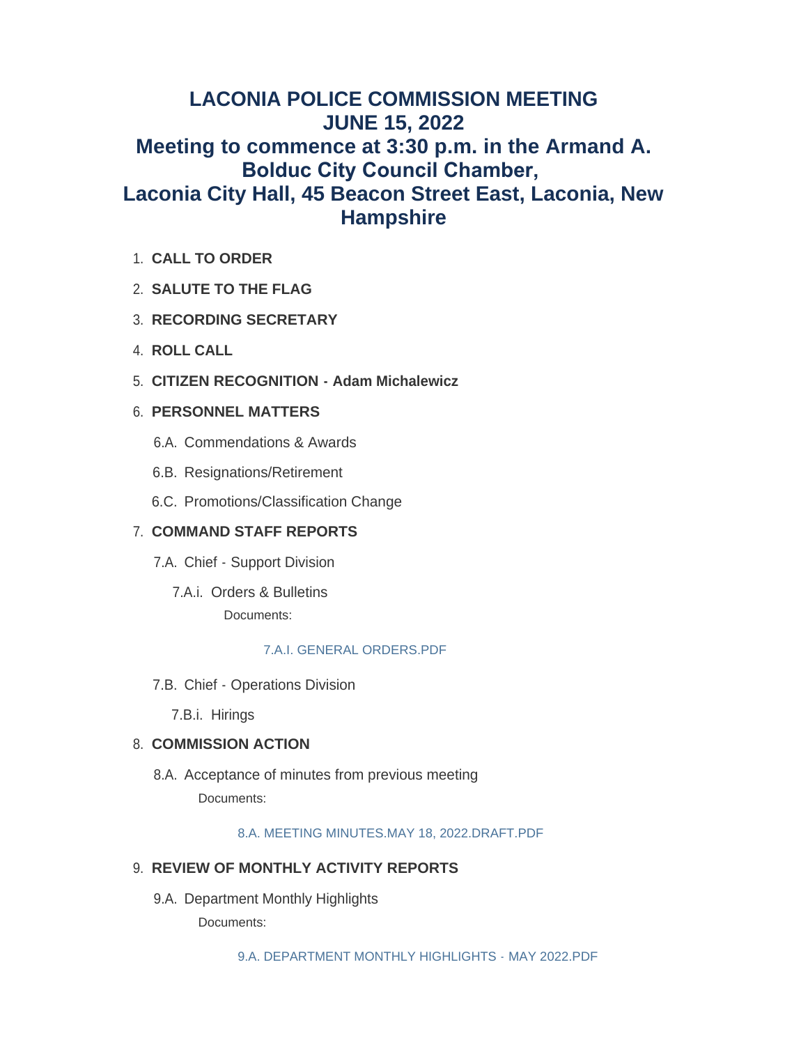# LACONIA POLICE COMMISSION MEETING
# JUNE 15, 2022
# Meeting to commence at 3:30 p.m. in the Armand A. Bolduc City Council Chamber, Laconia City Hall, 45 Beacon Street East, Laconia, New Hampshire

1. **CALL TO ORDER**
2. **SALUTE TO THE FLAG**
3. **RECORDING SECRETARY**
4. **ROLL CALL**
5. **CITIZEN RECOGNITION - Adam Michalewicz**
6. **PERSONNEL MATTERS**
   - 6.A. Commendations & Awards
   - 6.B. Resignations/Retirement
   - 6.C. Promotions/Classification Change
7. **COMMAND STAFF REPORTS**
   - 7.A. Chief - Support Division
     - 7.A.i. Orders & Bulletins

       Documents:

       7.A.I. GENERAL ORDERS.PDF
   - 7.B. Chief - Operations Division
     - 7.B.i. Hirings
8. **COMMISSION ACTION**
   - 8.A. Acceptance of minutes from previous meeting

     Documents:

     8.A. MEETING MINUTES.MAY 18, 2022.DRAFT.PDF
9. **REVIEW OF MONTHLY ACTIVITY REPORTS**
   - 9.A. Department Monthly Highlights

     Documents:

     9.A. DEPARTMENT MONTHLY HIGHLIGHTS - MAY 2022.PDF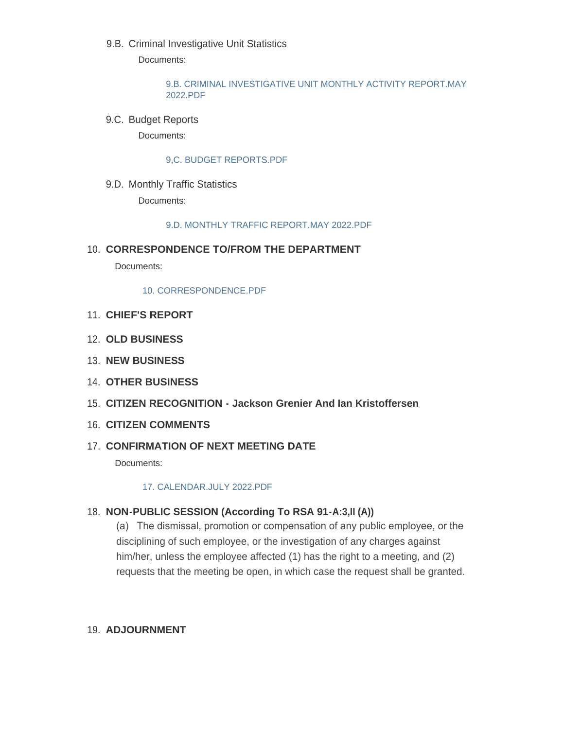9.B. Criminal Investigative Unit Statistics

Documents:

9.B. CRIMINAL INVESTIGATIVE UNIT MONTHLY ACTIVITY REPORT.MAY 2022.PDF

9.C. Budget Reports

Documents:

9,C. BUDGET REPORTS.PDF

9.D. Monthly Traffic Statistics

Documents:

9.D. MONTHLY TRAFFIC REPORT.MAY 2022.PDF

10. **CORRESPONDENCE TO/FROM THE DEPARTMENT**

Documents:

10. CORRESPONDENCE.PDF

11. **CHIEF'S REPORT**

12. **OLD BUSINESS**

13. **NEW BUSINESS**

14. **OTHER BUSINESS**

15. **CITIZEN RECOGNITION - Jackson Grenier And Ian Kristoffersen**

16. **CITIZEN COMMENTS**

17. **CONFIRMATION OF NEXT MEETING DATE**

Documents:

17. CALENDAR.JULY 2022.PDF

18. **NON-PUBLIC SESSION (According To RSA 91-A:3,II (A))**

(a) The dismissal, promotion or compensation of any public employee, or the disciplining of such employee, or the investigation of any charges against him/her, unless the employee affected (1) has the right to a meeting, and (2) requests that the meeting be open, in which case the request shall be granted.

19. **ADJOURNMENT**